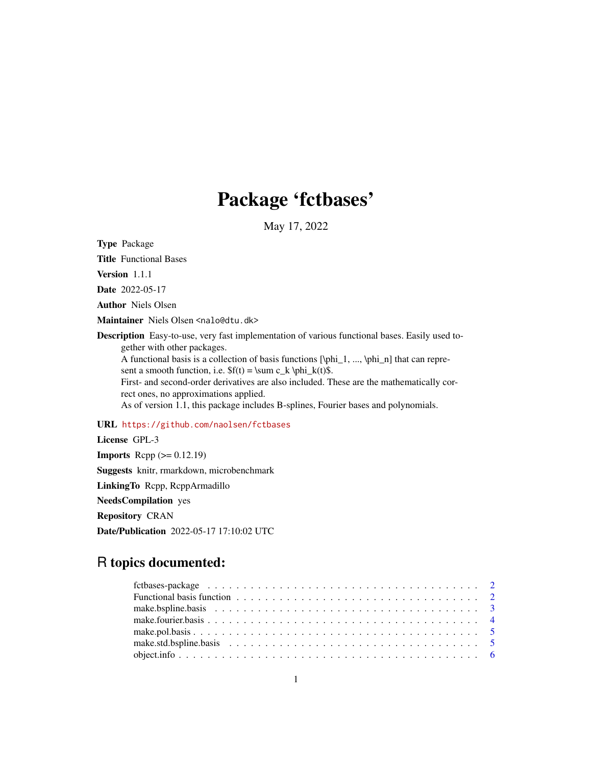# Package ‘fctbases’

May 17, 2022

**Type** Package

**Title** Functional Bases

**Version** 1.1.1

**Date** 2022-05-17

**Author** Niels Olsen

**Maintainer** Niels Olsen <nalo@dtu.dk>

**Description** Easy-to-use, very fast implementation of various functional bases. Easily used together with other packages.
A functional basis is a collection of basis functions [\phi_1, ..., \phi_n] that can represent a smooth function, i.e. $f(t) = \sum c_k \phi_k(t)$.
First- and second-order derivatives are also included. These are the mathematically correct ones, no approximations applied.
As of version 1.1, this package includes B-splines, Fourier bases and polynomials.

**URL** https://github.com/naolsen/fctbases

**License** GPL-3

**Imports** Rcpp (>= 0.12.19)

**Suggests** knitr, rmarkdown, microbenchmark

**LinkingTo** Rcpp, RcppArmadillo

**NeedsCompilation** yes

**Repository** CRAN

**Date/Publication** 2022-05-17 17:10:02 UTC

## R topics documented:

| | |
|---|---|
| fctbases-package | 2 |
| Functional basis function | 2 |
| make.bspline.basis | 3 |
| make.fourier.basis | 4 |
| make.pol.basis | 5 |
| make.std.bspline.basis | 5 |
| object.info | 6 |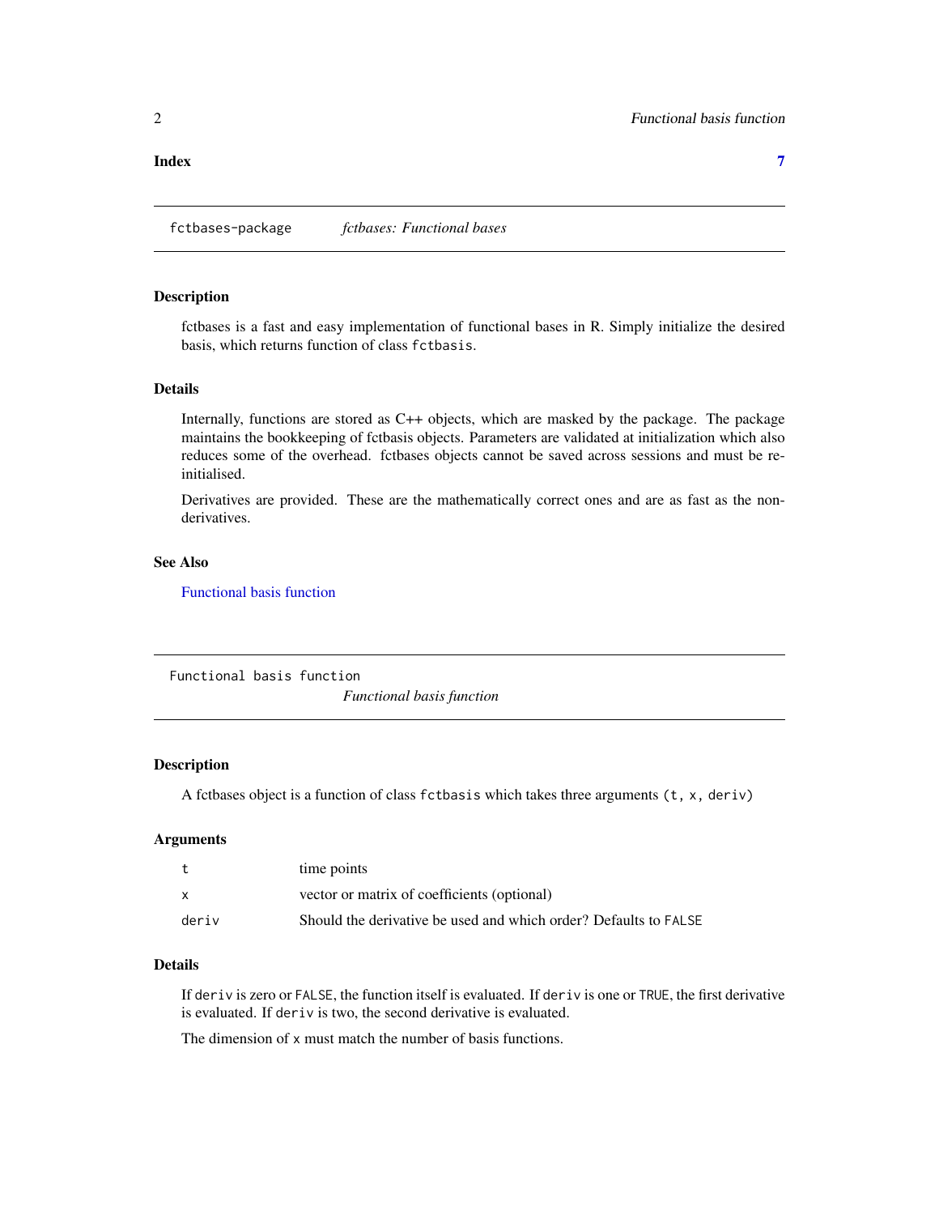**Index** **7**

## fctbases-package *fctbases: Functional bases*

### Description

fctbases is a fast and easy implementation of functional bases in R. Simply initialize the desired basis, which returns function of class `fctbasis`.

### Details

Internally, functions are stored as C++ objects, which are masked by the package. The package maintains the bookkeeping of fctbasis objects. Parameters are validated at initialization which also reduces some of the overhead. fctbases objects cannot be saved across sessions and must be re-initialised.

Derivatives are provided. These are the mathematically correct ones and are as fast as the non-derivatives.

### See Also

Functional basis function

## Functional basis function *Functional basis function*

### Description

A fctbases object is a function of class `fctbasis` which takes three arguments `(t, x, deriv)`

### Arguments

| | |
|---|---|
| `t` | time points |
| `x` | vector or matrix of coefficients (optional) |
| `deriv` | Should the derivative be used and which order? Defaults to `FALSE` |

### Details

If `deriv` is zero or `FALSE`, the function itself is evaluated. If `deriv` is one or `TRUE`, the first derivative is evaluated. If `deriv` is two, the second derivative is evaluated.

The dimension of `x` must match the number of basis functions.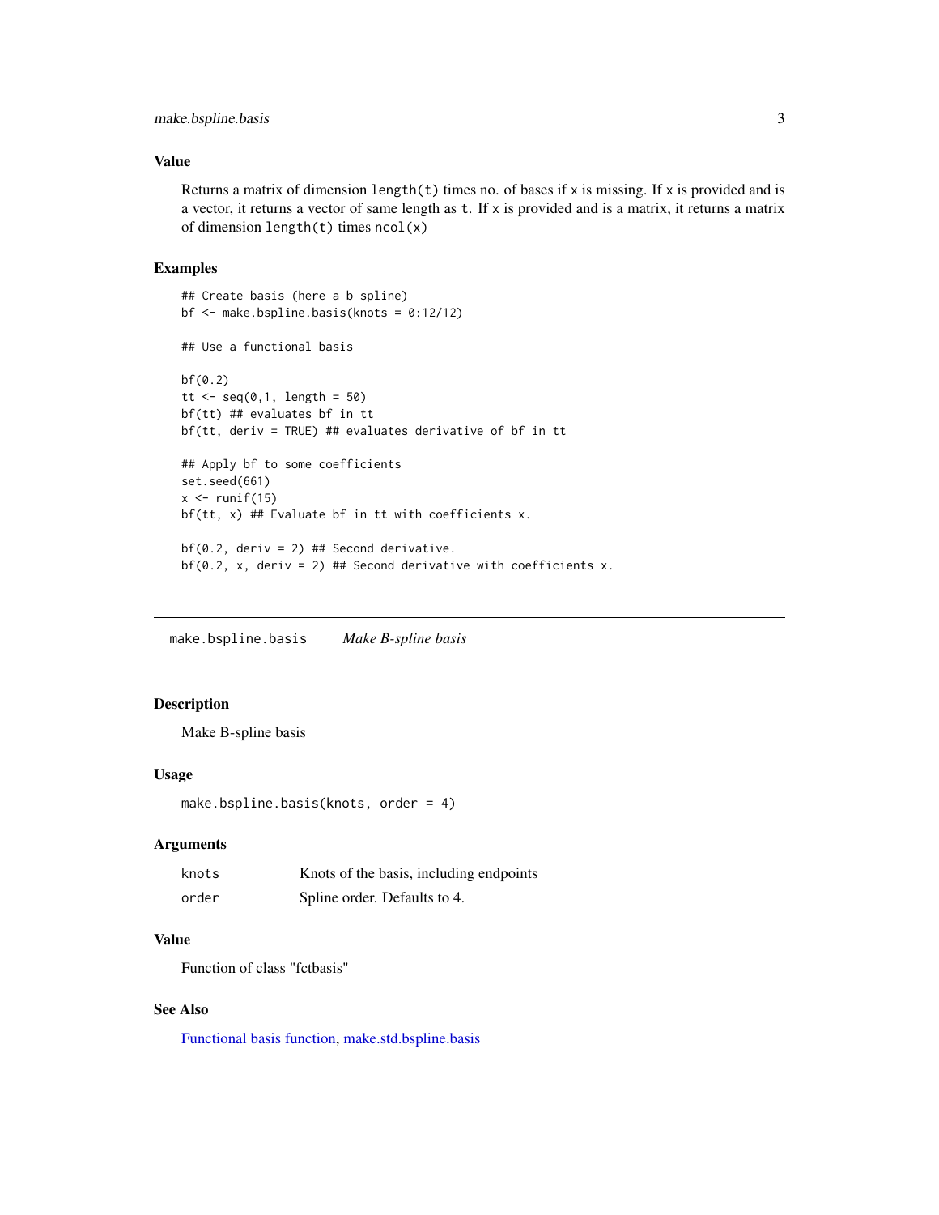### Value

Returns a matrix of dimension `length(t)` times no. of bases if `x` is missing. If `x` is provided and is a vector, it returns a vector of same length as `t`. If `x` is provided and is a matrix, it returns a matrix of dimension `length(t)` times `ncol(x)`

### Examples

```
## Create basis (here a b spline)
bf <- make.bspline.basis(knots = 0:12/12)

## Use a functional basis

bf(0.2)
tt <- seq(0,1, length = 50)
bf(tt) ## evaluates bf in tt
bf(tt, deriv = TRUE) ## evaluates derivative of bf in tt

## Apply bf to some coefficients
set.seed(661)
x <- runif(15)
bf(tt, x) ## Evaluate bf in tt with coefficients x.

bf(0.2, deriv = 2) ## Second derivative.
bf(0.2, x, deriv = 2) ## Second derivative with coefficients x.
```

---

## make.bspline.basis &nbsp;&nbsp; *Make B-spline basis*

---

### Description

Make B-spline basis

### Usage

```
make.bspline.basis(knots, order = 4)
```

### Arguments

| | |
|---|---|
| knots | Knots of the basis, including endpoints |
| order | Spline order. Defaults to 4. |

### Value

Function of class "fctbasis"

### See Also

Functional basis function, make.std.bspline.basis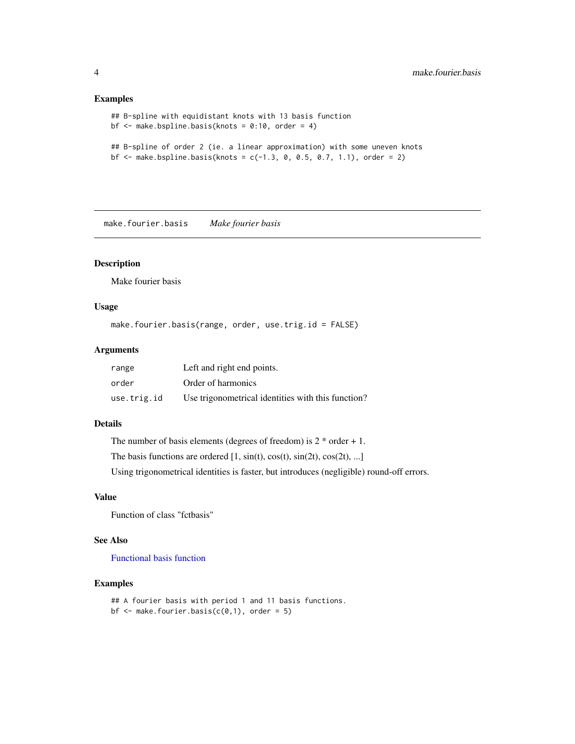### Examples

```
## B-spline with equidistant knots with 13 basis function
bf <- make.bspline.basis(knots = 0:10, order = 4)

## B-spline of order 2 (ie. a linear approximation) with some uneven knots
bf <- make.bspline.basis(knots = c(-1.3, 0, 0.5, 0.7, 1.1), order = 2)
```

---

## `make.fourier.basis` *Make fourier basis*

---

### Description

Make fourier basis

### Usage

```
make.fourier.basis(range, order, use.trig.id = FALSE)
```

### Arguments

| | |
|---|---|
| `range` | Left and right end points. |
| `order` | Order of harmonics |
| `use.trig.id` | Use trigonometrical identities with this function? |

### Details

The number of basis elements (degrees of freedom) is 2 * order + 1.

The basis functions are ordered [1, sin(t), cos(t), sin(2t), cos(2t), ...]

Using trigonometrical identities is faster, but introduces (negligible) round-off errors.

### Value

Function of class "fctbasis"

### See Also

Functional basis function

### Examples

```
## A fourier basis with period 1 and 11 basis functions.
bf <- make.fourier.basis(c(0,1), order = 5)
```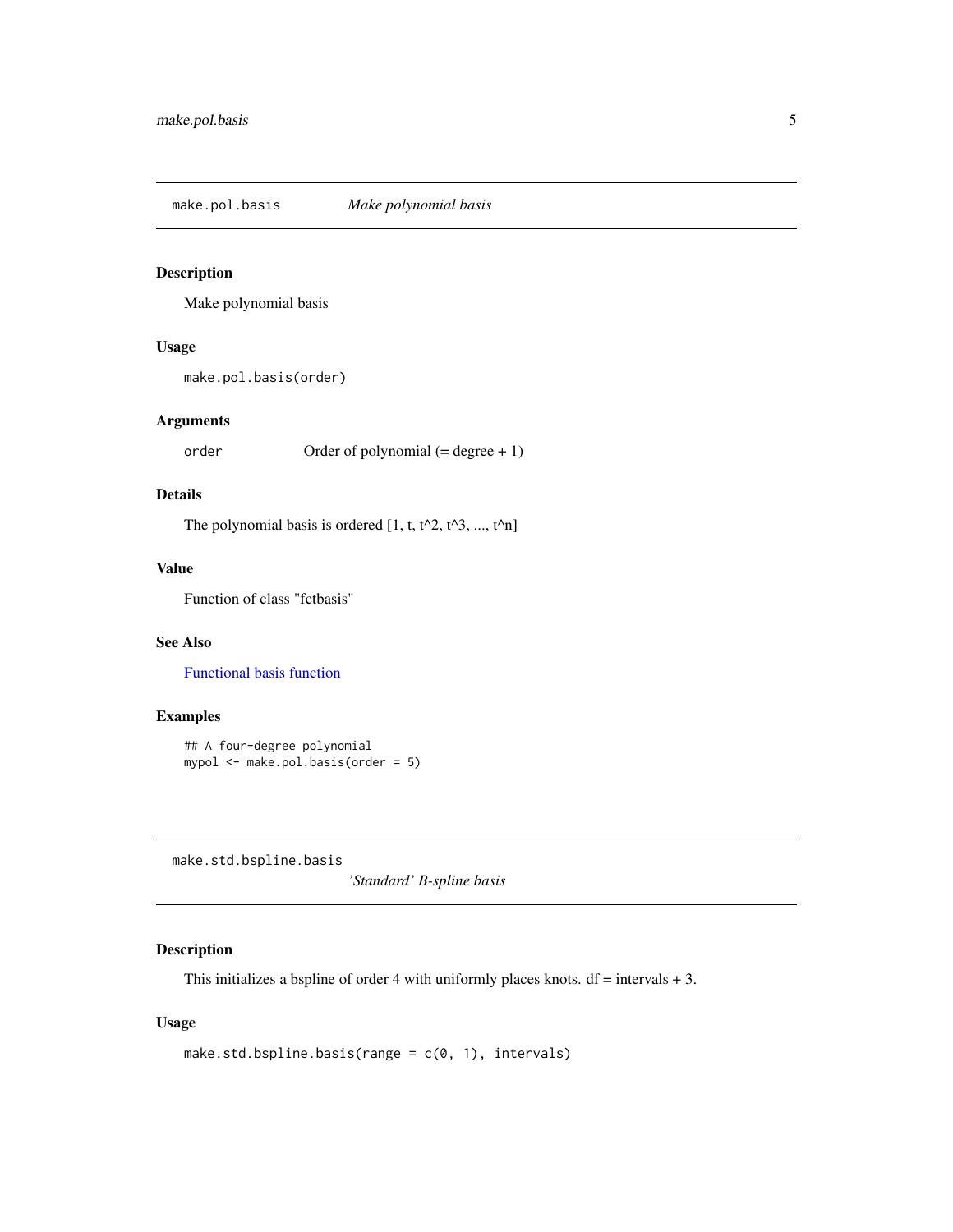## make.pol.basis — *Make polynomial basis*

### Description

Make polynomial basis

### Usage

```
make.pol.basis(order)
```

### Arguments

| | |
|---|---|
| `order` | Order of polynomial (= degree + 1) |

### Details

The polynomial basis is ordered [1, t, t^2, t^3, ..., t^n]

### Value

Function of class "fctbasis"

### See Also

Functional basis function

### Examples

```
## A four-degree polynomial
mypol <- make.pol.basis(order = 5)
```

## make.std.bspline.basis — *'Standard' B-spline basis*

### Description

This initializes a bspline of order 4 with uniformly places knots. df = intervals + 3.

### Usage

```
make.std.bspline.basis(range = c(0, 1), intervals)
```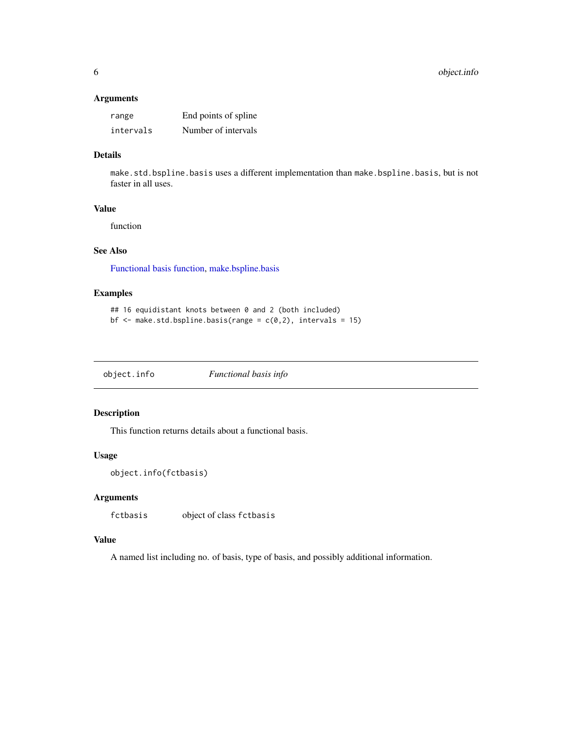### Arguments

| | |
|---|---|
| `range` | End points of spline |
| `intervals` | Number of intervals |

### Details

`make.std.bspline.basis` uses a different implementation than `make.bspline.basis`, but is not faster in all uses.

### Value

function

### See Also

Functional basis function, make.bspline.basis

### Examples

```
## 16 equidistant knots between 0 and 2 (both included)
bf <- make.std.bspline.basis(range = c(0,2), intervals = 15)
```

---

## `object.info` *Functional basis info*

---

### Description

This function returns details about a functional basis.

### Usage

```
object.info(fctbasis)
```

### Arguments

| | |
|---|---|
| `fctbasis` | object of class `fctbasis` |

### Value

A named list including no. of basis, type of basis, and possibly additional information.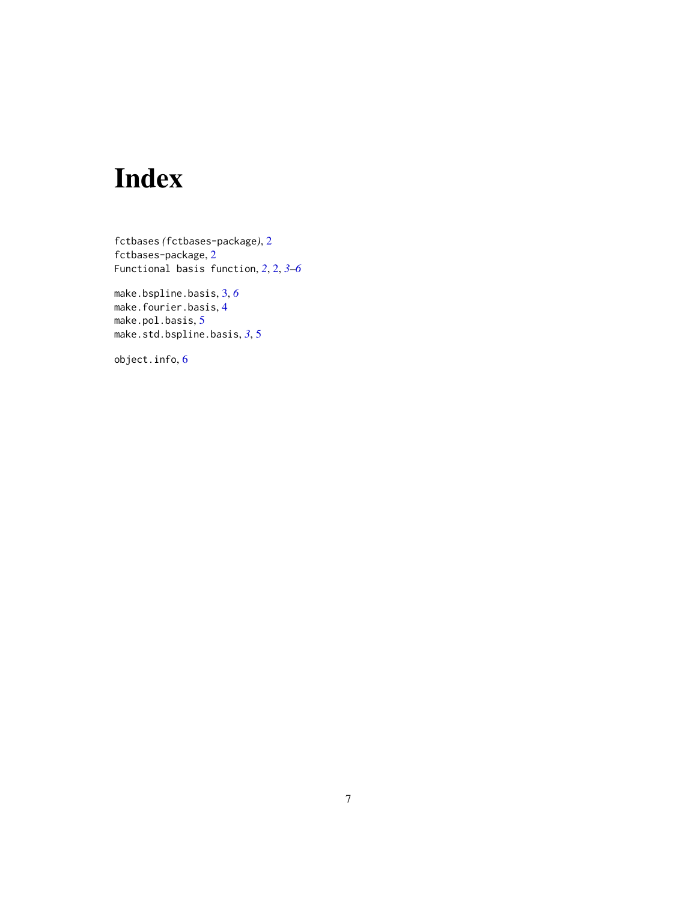# Index

fctbases (fctbases-package), 2
fctbases-package, 2
Functional basis function, *2*, 2, *3–6*

make.bspline.basis, 3, *6*
make.fourier.basis, 4
make.pol.basis, 5
make.std.bspline.basis, *3*, 5

object.info, 6